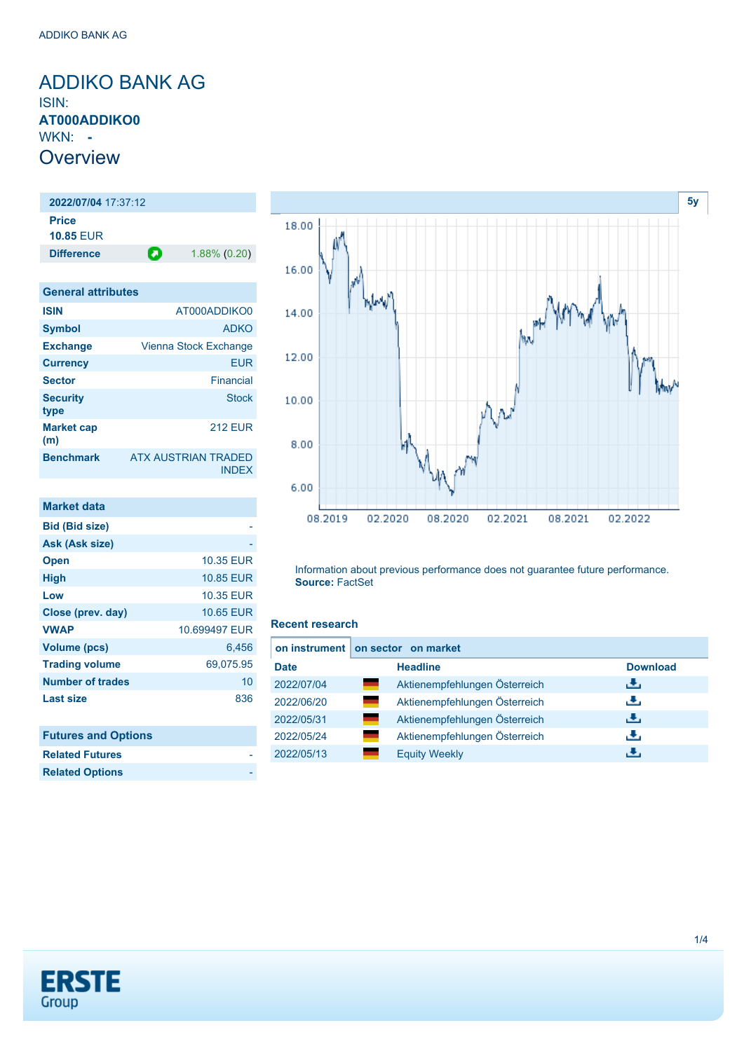# ADDIKO BANK AG

ISIN: **AT000ADDIKO0**

WKN: **-**

## Overview

| **2022/07/04** 17:37:12 | |
|---|---|
| **Price** | |
| **10.85** EUR | |
| **Difference** | 1.88% (0.20) |

### General attributes

| | |
|---|---|
| **ISIN** | AT000ADDIKO0 |
| **Symbol** | ADKO |
| **Exchange** | Vienna Stock Exchange |
| **Currency** | EUR |
| **Sector** | Financial |
| **Security type** | Stock |
| **Market cap (m)** | 212 EUR |
| **Benchmark** | ATX AUSTRIAN TRADED INDEX |

### Market data

| | |
|---|---|
| **Bid (Bid size)** | - |
| **Ask (Ask size)** | - |
| **Open** | 10.35 EUR |
| **High** | 10.85 EUR |
| **Low** | 10.35 EUR |
| **Close (prev. day)** | 10.65 EUR |
| **VWAP** | 10.699497 EUR |
| **Volume (pcs)** | 6,456 |
| **Trading volume** | 69,075.95 |
| **Number of trades** | 10 |
| **Last size** | 836 |

### Futures and Options

| | |
|---|---|
| **Related Futures** | - |
| **Related Options** | - |

Information about previous performance does not guarantee future performance.
**Source:** FactSet

### Recent research

on instrument | on sector | on market

| Date | | Headline | Download |
|---|---|---|---|
| 2022/07/04 | | Aktienempfehlungen Österreich | |
| 2022/06/20 | | Aktienempfehlungen Österreich | |
| 2022/05/31 | | Aktienempfehlungen Österreich | |
| 2022/05/24 | | Aktienempfehlungen Österreich | |
| 2022/05/13 | | Equity Weekly | |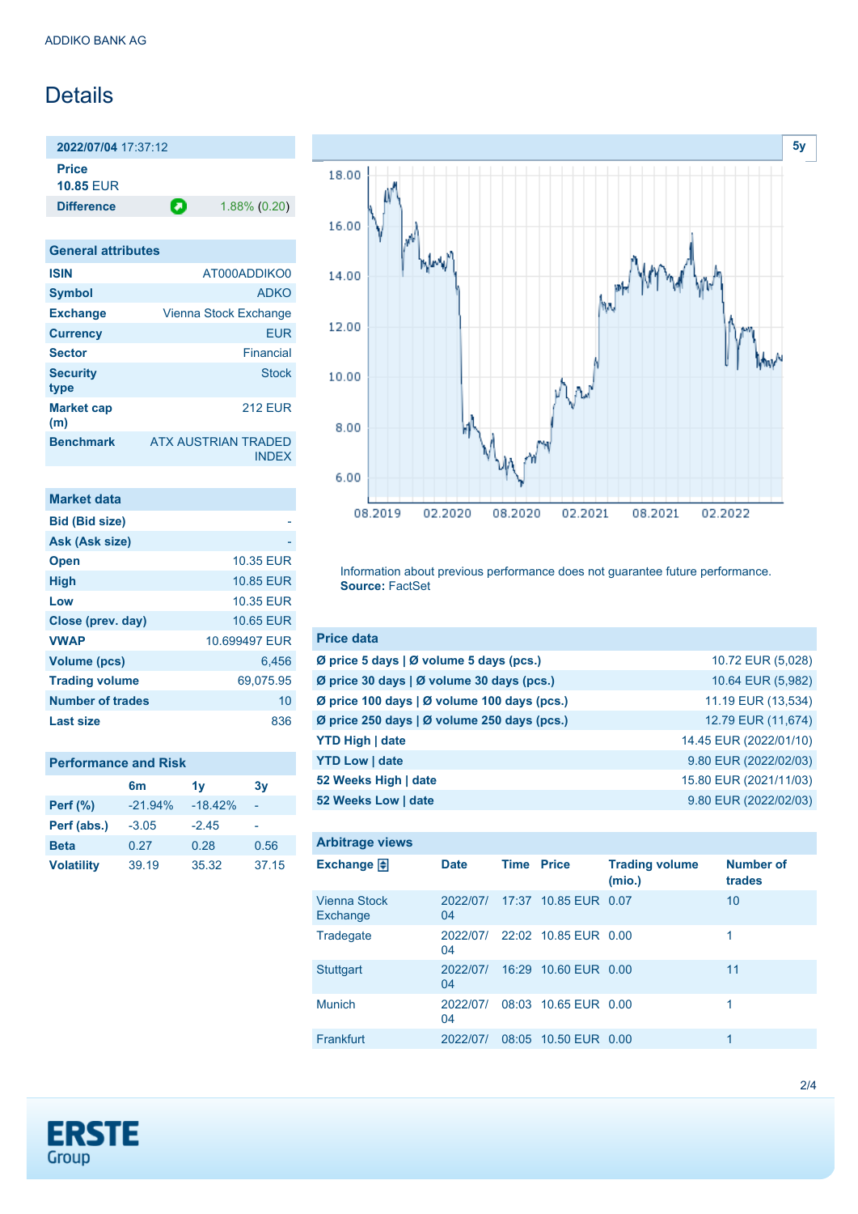# Details

| 2022/07/04 17:37:12 | |
|---|---|
| **Price** **10.85** EUR | |
| **Difference** | 1.88% (0.20) |

| General attributes | |
|---|---|
| **ISIN** | AT000ADDIKO0 |
| **Symbol** | ADKO |
| **Exchange** | Vienna Stock Exchange |
| **Currency** | EUR |
| **Sector** | Financial |
| **Security type** | Stock |
| **Market cap (m)** | 212 EUR |
| **Benchmark** | ATX AUSTRIAN TRADED INDEX |

| Market data | |
|---|---|
| **Bid (Bid size)** | - |
| **Ask (Ask size)** | - |
| **Open** | 10.35 EUR |
| **High** | 10.85 EUR |
| **Low** | 10.35 EUR |
| **Close (prev. day)** | 10.65 EUR |
| **VWAP** | 10.699497 EUR |
| **Volume (pcs)** | 6,456 |
| **Trading volume** | 69,075.95 |
| **Number of trades** | 10 |
| **Last size** | 836 |

| Performance and Risk | 6m | 1y | 3y |
|---|---|---|---|
| **Perf (%)** | -21.94% | -18.42% | - |
| **Perf (abs.)** | -3.05 | -2.45 | - |
| **Beta** | 0.27 | 0.28 | 0.56 |
| **Volatility** | 39.19 | 35.32 | 37.15 |

Information about previous performance does not guarantee future performance.
**Source:** FactSet

| Price data | |
|---|---|
| **Ø price 5 days \| Ø volume 5 days (pcs.)** | 10.72 EUR (5,028) |
| **Ø price 30 days \| Ø volume 30 days (pcs.)** | 10.64 EUR (5,982) |
| **Ø price 100 days \| Ø volume 100 days (pcs.)** | 11.19 EUR (13,534) |
| **Ø price 250 days \| Ø volume 250 days (pcs.)** | 12.79 EUR (11,674) |
| **YTD High \| date** | 14.45 EUR (2022/01/10) |
| **YTD Low \| date** | 9.80 EUR (2022/02/03) |
| **52 Weeks High \| date** | 15.80 EUR (2021/11/03) |
| **52 Weeks Low \| date** | 9.80 EUR (2022/02/03) |

| Arbitrage views | | | | | |
|---|---|---|---|---|---|
| **Exchange** | **Date** | **Time** | **Price** | **Trading volume (mio.)** | **Number of trades** |
| Vienna Stock Exchange | 2022/07/04 | 17:37 | 10.85 EUR | 0.07 | 10 |
| Tradegate | 2022/07/04 | 22:02 | 10.85 EUR | 0.00 | 1 |
| Stuttgart | 2022/07/04 | 16:29 | 10.60 EUR | 0.00 | 11 |
| Munich | 2022/07/04 | 08:03 | 10.65 EUR | 0.00 | 1 |
| Frankfurt | 2022/07/ | 08:05 | 10.50 EUR | 0.00 | 1 |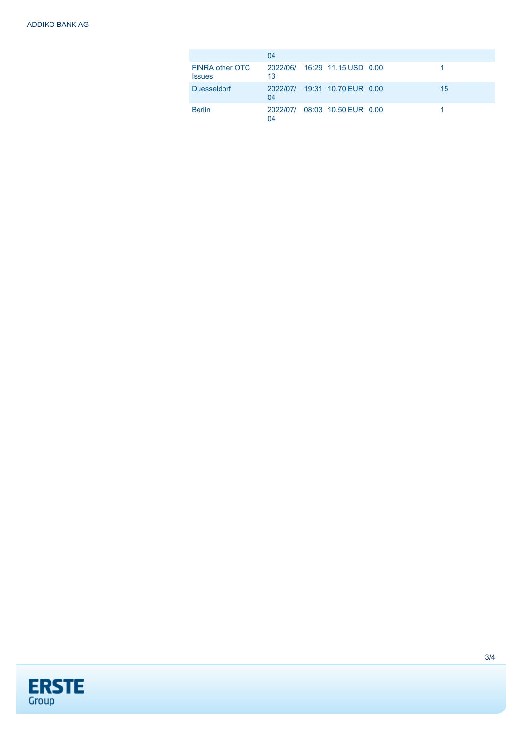| | | | | | | |
|---|---|---|---|---|---|---|
| | 04 | | | | | |
| FINRA other OTC Issues | 2022/06/13 | 16:29 | 11.15 USD | 0.00 | | 1 |
| Duesseldorf | 2022/07/04 | 19:31 | 10.70 EUR | 0.00 | | 15 |
| Berlin | 2022/07/04 | 08:03 | 10.50 EUR | 0.00 | | 1 |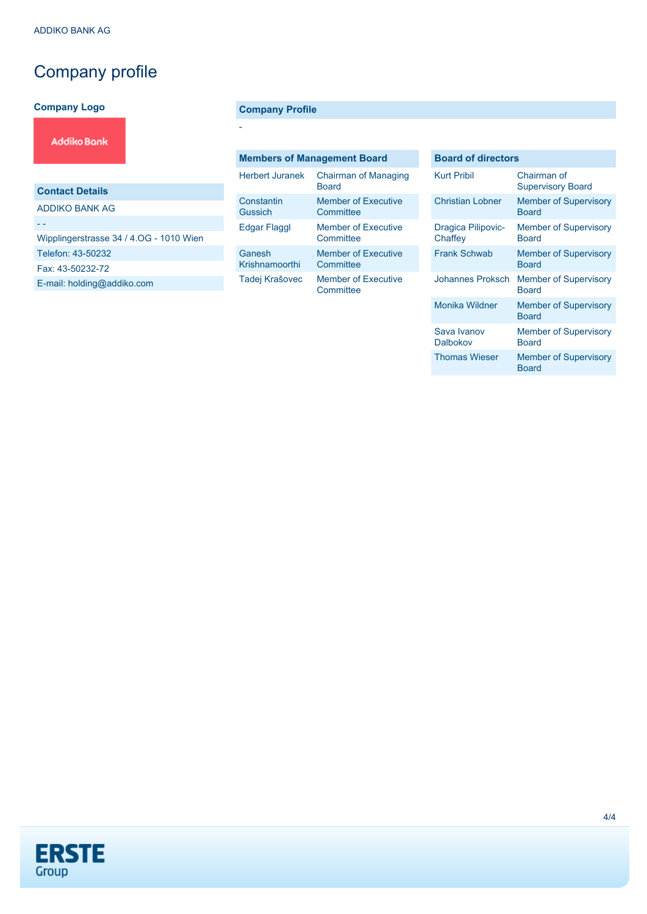# Company profile

**Company Logo**

## Contact Details

ADDIKO BANK AG

- -

Wipplingerstrasse 34 / 4.OG - 1010 Wien

Telefon: 43-50232

Fax: 43-50232-72

E-mail: holding@addiko.com

## Company Profile

-

## Members of Management Board

| | |
|---|---|
| Herbert Juranek | Chairman of Managing Board |
| Constantin Gussich | Member of Executive Committee |
| Edgar Flaggl | Member of Executive Committee |
| Ganesh Krishnamoorthi | Member of Executive Committee |
| Tadej Krašovec | Member of Executive Committee |

## Board of directors

| | |
|---|---|
| Kurt Pribil | Chairman of Supervisory Board |
| Christian Lobner | Member of Supervisory Board |
| Dragica Pilipovic-Chaffey | Member of Supervisory Board |
| Frank Schwab | Member of Supervisory Board |
| Johannes Proksch | Member of Supervisory Board |
| Monika Wildner | Member of Supervisory Board |
| Sava Ivanov Dalbokov | Member of Supervisory Board |
| Thomas Wieser | Member of Supervisory Board |